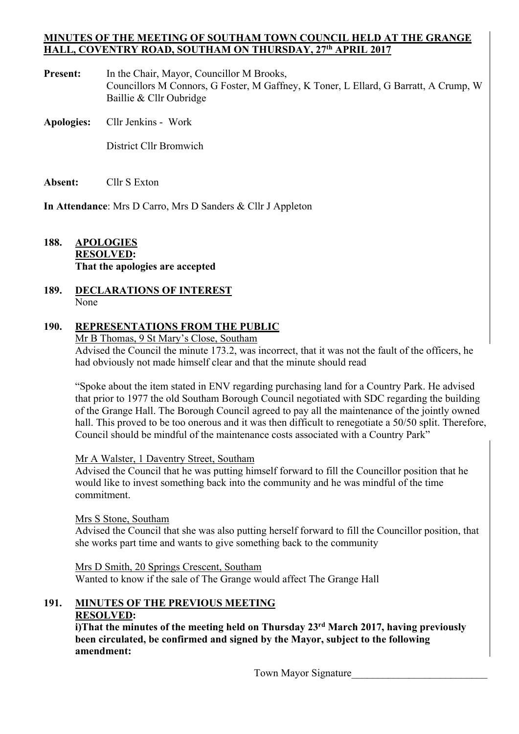**MINUTES OF THE MEETING OF SOUTHAM TOWN COUNCIL HELD AT THE GRANGE HALL, COVENTRY ROAD, SOUTHAM ON THURSDAY, 27th APRIL 2017**

**Present:** In the Chair, Mayor, Councillor M Brooks, Councillors M Connors, G Foster, M Gaffney, K Toner, L Ellard, G Barratt, A Crump, W Baillie & Cllr Oubridge

**Apologies:** Cllr Jenkins - Work

District Cllr Bromwich

**Absent:** Cllr S Exton

**In Attendance**: Mrs D Carro, Mrs D Sanders & Cllr J Appleton

**188. APOLOGIES**
**RESOLVED:**
**That the apologies are accepted**

**189. DECLARATIONS OF INTEREST**
None

**190. REPRESENTATIONS FROM THE PUBLIC**

Mr B Thomas, 9 St Mary's Close, Southam

Advised the Council the minute 173.2, was incorrect, that it was not the fault of the officers, he had obviously not made himself clear and that the minute should read

"Spoke about the item stated in ENV regarding purchasing land for a Country Park. He advised that prior to 1977 the old Southam Borough Council negotiated with SDC regarding the building of the Grange Hall. The Borough Council agreed to pay all the maintenance of the jointly owned hall. This proved to be too onerous and it was then difficult to renegotiate a 50/50 split. Therefore, Council should be mindful of the maintenance costs associated with a Country Park"

Mr A Walster, 1 Daventry Street, Southam

Advised the Council that he was putting himself forward to fill the Councillor position that he would like to invest something back into the community and he was mindful of the time commitment.

Mrs S Stone, Southam

Advised the Council that she was also putting herself forward to fill the Councillor position, that she works part time and wants to give something back to the community

Mrs D Smith, 20 Springs Crescent, Southam

Wanted to know if the sale of The Grange would affect The Grange Hall

**191. MINUTES OF THE PREVIOUS MEETING**
**RESOLVED:**
**i)That the minutes of the meeting held on Thursday 23rd March 2017, having previously been circulated, be confirmed and signed by the Mayor, subject to the following amendment:**

Town Mayor Signature__________________________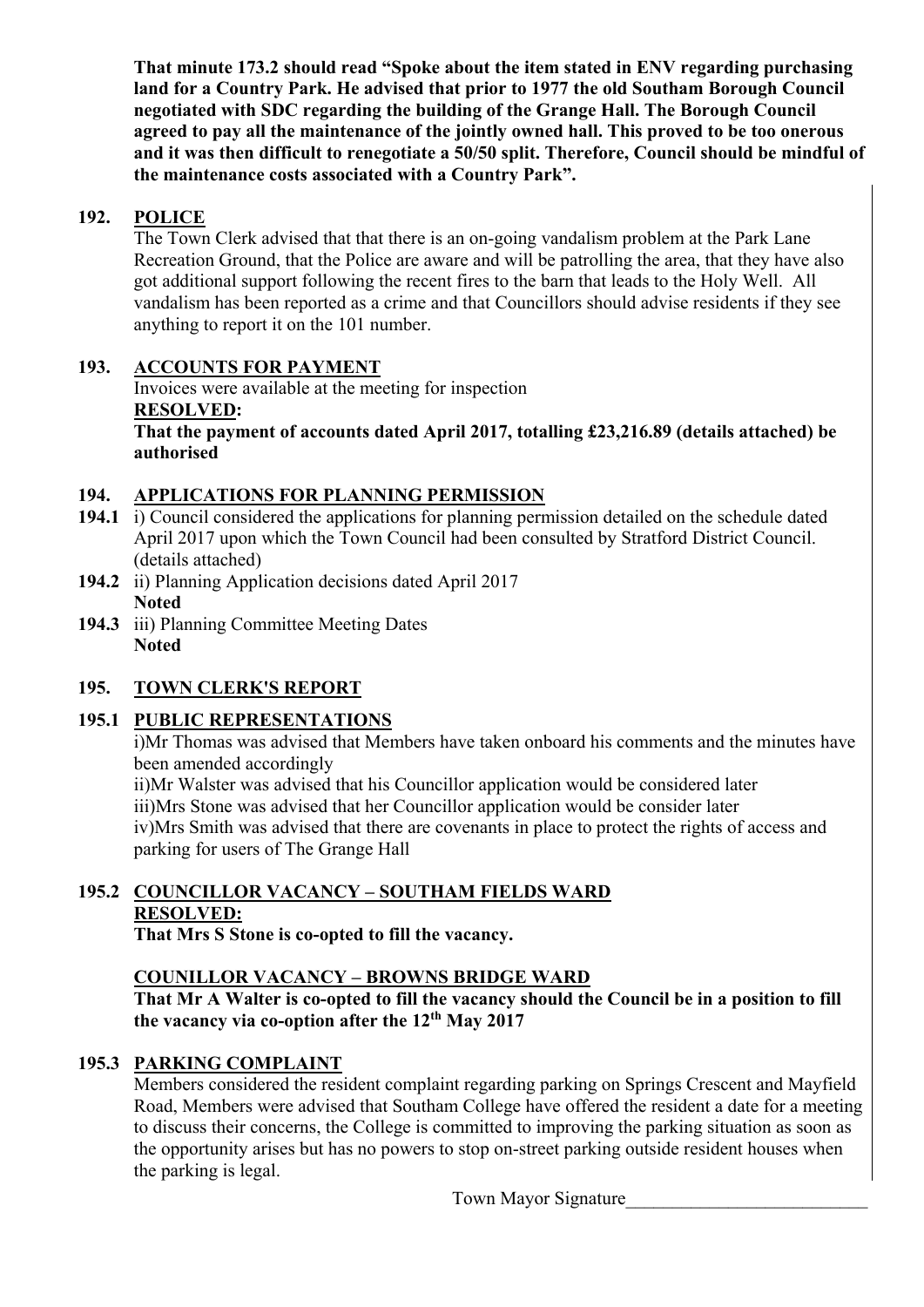**That minute 173.2 should read "Spoke about the item stated in ENV regarding purchasing land for a Country Park. He advised that prior to 1977 the old Southam Borough Council negotiated with SDC regarding the building of the Grange Hall. The Borough Council agreed to pay all the maintenance of the jointly owned hall. This proved to be too onerous and it was then difficult to renegotiate a 50/50 split. Therefore, Council should be mindful of the maintenance costs associated with a Country Park".**

## 192. POLICE

The Town Clerk advised that that there is an on-going vandalism problem at the Park Lane Recreation Ground, that the Police are aware and will be patrolling the area, that they have also got additional support following the recent fires to the barn that leads to the Holy Well. All vandalism has been reported as a crime and that Councillors should advise residents if they see anything to report it on the 101 number.

## 193. ACCOUNTS FOR PAYMENT

Invoices were available at the meeting for inspection

**RESOLVED:**

**That the payment of accounts dated April 2017, totalling £23,216.89 (details attached) be authorised**

## 194. APPLICATIONS FOR PLANNING PERMISSION

**194.1** i) Council considered the applications for planning permission detailed on the schedule dated April 2017 upon which the Town Council had been consulted by Stratford District Council. (details attached)

**194.2** ii) Planning Application decisions dated April 2017
**Noted**

**194.3** iii) Planning Committee Meeting Dates
**Noted**

## 195. TOWN CLERK'S REPORT

### 195.1 PUBLIC REPRESENTATIONS

i)Mr Thomas was advised that Members have taken onboard his comments and the minutes have been amended accordingly

ii)Mr Walster was advised that his Councillor application would be considered later

iii)Mrs Stone was advised that her Councillor application would be consider later

iv)Mrs Smith was advised that there are covenants in place to protect the rights of access and parking for users of The Grange Hall

### 195.2 COUNCILLOR VACANCY – SOUTHAM FIELDS WARD

**RESOLVED:**

**That Mrs S Stone is co-opted to fill the vacancy.**

**COUNILLOR VACANCY – BROWNS BRIDGE WARD**

**That Mr A Walter is co-opted to fill the vacancy should the Council be in a position to fill the vacancy via co-option after the 12th May 2017**

### 195.3 PARKING COMPLAINT

Members considered the resident complaint regarding parking on Springs Crescent and Mayfield Road, Members were advised that Southam College have offered the resident a date for a meeting to discuss their concerns, the College is committed to improving the parking situation as soon as the opportunity arises but has no powers to stop on-street parking outside resident houses when the parking is legal.

Town Mayor Signature\_\_\_\_\_\_\_\_\_\_\_\_\_\_\_\_\_\_\_\_\_\_\_\_\_\_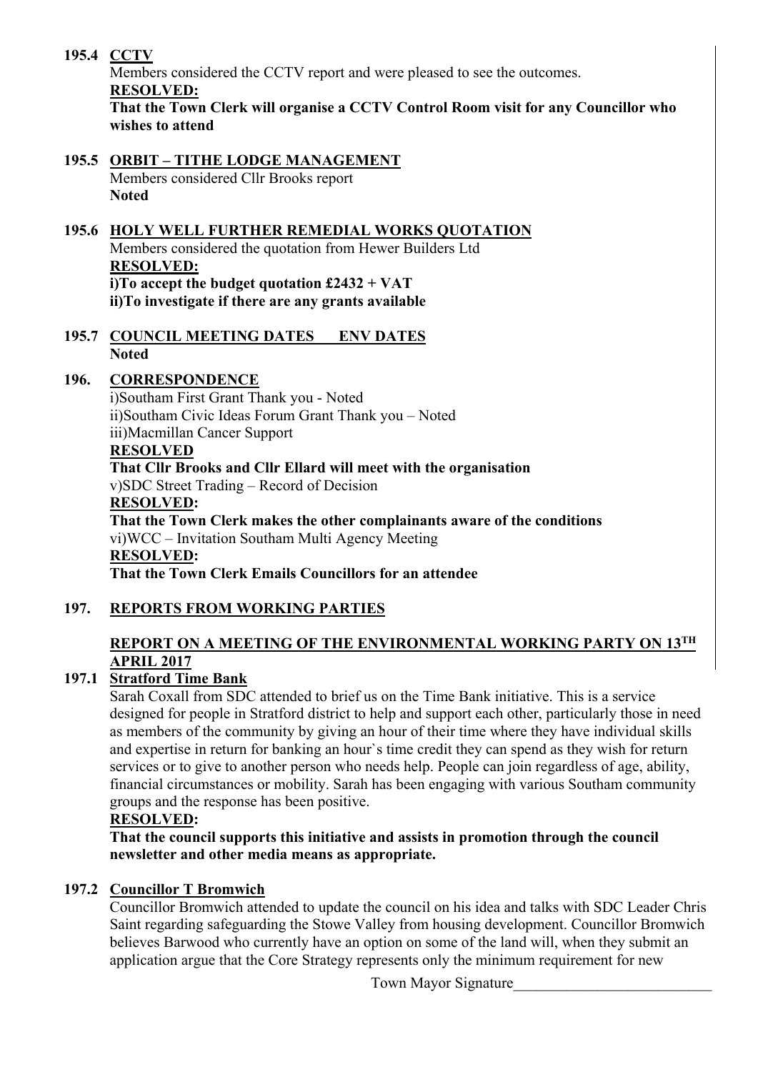**195.4 <u>CCTV</u>**

Members considered the CCTV report and were pleased to see the outcomes.

**<u>RESOLVED:</u>**

**That the Town Clerk will organise a CCTV Control Room visit for any Councillor who wishes to attend**

**195.5 <u>ORBIT – TITHE LODGE MANAGEMENT</u>**

Members considered Cllr Brooks report

**Noted**

**195.6 <u>HOLY WELL FURTHER REMEDIAL WORKS QUOTATION</u>**

Members considered the quotation from Hewer Builders Ltd

**<u>RESOLVED:</u>**

**i)To accept the budget quotation £2432 + VAT**

**ii)To investigate if there are any grants available**

**195.7 <u>COUNCIL MEETING DATES ENV DATES</u>**

**Noted**

**196. <u>CORRESPONDENCE</u>**

i)Southam First Grant Thank you - Noted

ii)Southam Civic Ideas Forum Grant Thank you – Noted

iii)Macmillan Cancer Support

**<u>RESOLVED</u>**

**That Cllr Brooks and Cllr Ellard will meet with the organisation**

v)SDC Street Trading – Record of Decision

**<u>RESOLVED</u>:**

**That the Town Clerk makes the other complainants aware of the conditions**

vi)WCC – Invitation Southam Multi Agency Meeting

**<u>RESOLVED</u>:**

**That the Town Clerk Emails Councillors for an attendee**

**197. <u>REPORTS FROM WORKING PARTIES</u>**

**<u>REPORT ON A MEETING OF THE ENVIRONMENTAL WORKING PARTY ON 13TH APRIL 2017</u>**

**197.1 <u>Stratford Time Bank</u>**

Sarah Coxall from SDC attended to brief us on the Time Bank initiative. This is a service designed for people in Stratford district to help and support each other, particularly those in need as members of the community by giving an hour of their time where they have individual skills and expertise in return for banking an hour`s time credit they can spend as they wish for return services or to give to another person who needs help. People can join regardless of age, ability, financial circumstances or mobility. Sarah has been engaging with various Southam community groups and the response has been positive.

**<u>RESOLVED</u>:**

**That the council supports this initiative and assists in promotion through the council newsletter and other media means as appropriate.**

**197.2 <u>Councillor T Bromwich</u>**

Councillor Bromwich attended to update the council on his idea and talks with SDC Leader Chris Saint regarding safeguarding the Stowe Valley from housing development. Councillor Bromwich believes Barwood who currently have an option on some of the land will, when they submit an application argue that the Core Strategy represents only the minimum requirement for new

Town Mayor Signature\_\_\_\_\_\_\_\_\_\_\_\_\_\_\_\_\_\_\_\_\_\_\_\_\_\_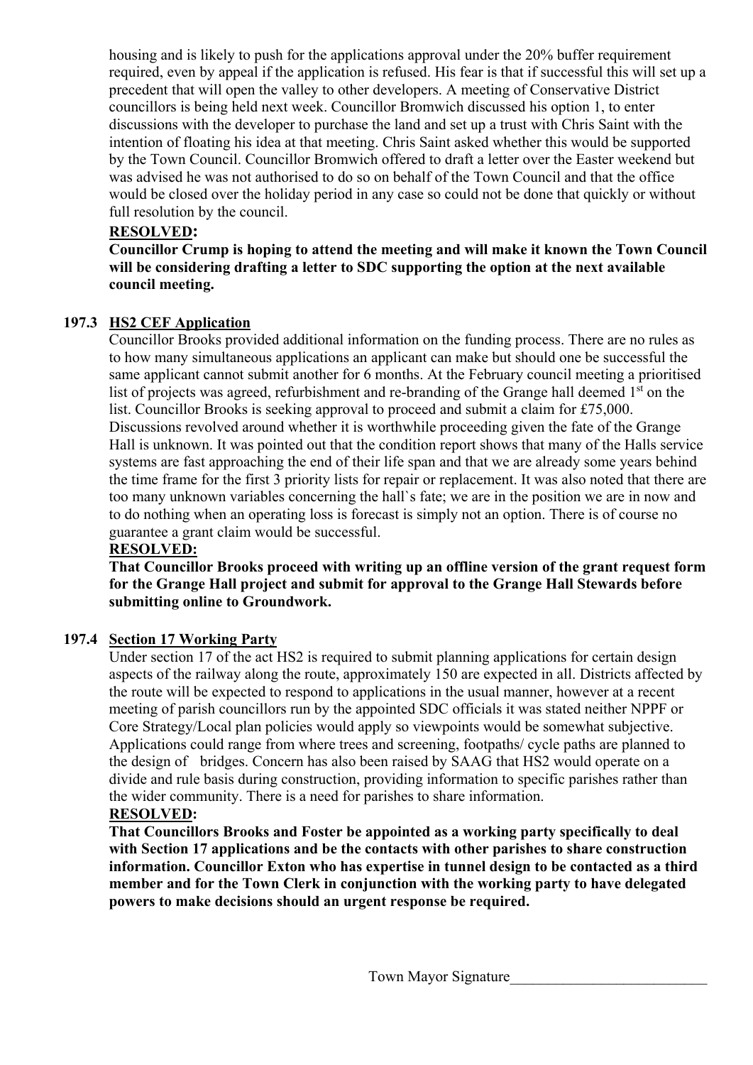housing and is likely to push for the applications approval under the 20% buffer requirement required, even by appeal if the application is refused. His fear is that if successful this will set up a precedent that will open the valley to other developers. A meeting of Conservative District councillors is being held next week. Councillor Bromwich discussed his option 1, to enter discussions with the developer to purchase the land and set up a trust with Chris Saint with the intention of floating his idea at that meeting. Chris Saint asked whether this would be supported by the Town Council. Councillor Bromwich offered to draft a letter over the Easter weekend but was advised he was not authorised to do so on behalf of the Town Council and that the office would be closed over the holiday period in any case so could not be done that quickly or without full resolution by the council.

**RESOLVED:**

**Councillor Crump is hoping to attend the meeting and will make it known the Town Council will be considering drafting a letter to SDC supporting the option at the next available council meeting.**

**197.3 HS2 CEF Application**

Councillor Brooks provided additional information on the funding process. There are no rules as to how many simultaneous applications an applicant can make but should one be successful the same applicant cannot submit another for 6 months. At the February council meeting a prioritised list of projects was agreed, refurbishment and re-branding of the Grange hall deemed 1st on the list. Councillor Brooks is seeking approval to proceed and submit a claim for £75,000. Discussions revolved around whether it is worthwhile proceeding given the fate of the Grange Hall is unknown. It was pointed out that the condition report shows that many of the Halls service systems are fast approaching the end of their life span and that we are already some years behind the time frame for the first 3 priority lists for repair or replacement. It was also noted that there are too many unknown variables concerning the hall`s fate; we are in the position we are in now and to do nothing when an operating loss is forecast is simply not an option. There is of course no guarantee a grant claim would be successful.

**RESOLVED:**

**That Councillor Brooks proceed with writing up an offline version of the grant request form for the Grange Hall project and submit for approval to the Grange Hall Stewards before submitting online to Groundwork.**

**197.4 Section 17 Working Party**

Under section 17 of the act HS2 is required to submit planning applications for certain design aspects of the railway along the route, approximately 150 are expected in all. Districts affected by the route will be expected to respond to applications in the usual manner, however at a recent meeting of parish councillors run by the appointed SDC officials it was stated neither NPPF or Core Strategy/Local plan policies would apply so viewpoints would be somewhat subjective. Applications could range from where trees and screening, footpaths/ cycle paths are planned to the design of bridges. Concern has also been raised by SAAG that HS2 would operate on a divide and rule basis during construction, providing information to specific parishes rather than the wider community. There is a need for parishes to share information.

**RESOLVED:**

**That Councillors Brooks and Foster be appointed as a working party specifically to deal with Section 17 applications and be the contacts with other parishes to share construction information. Councillor Exton who has expertise in tunnel design to be contacted as a third member and for the Town Clerk in conjunction with the working party to have delegated powers to make decisions should an urgent response be required.**

Town Mayor Signature___________________________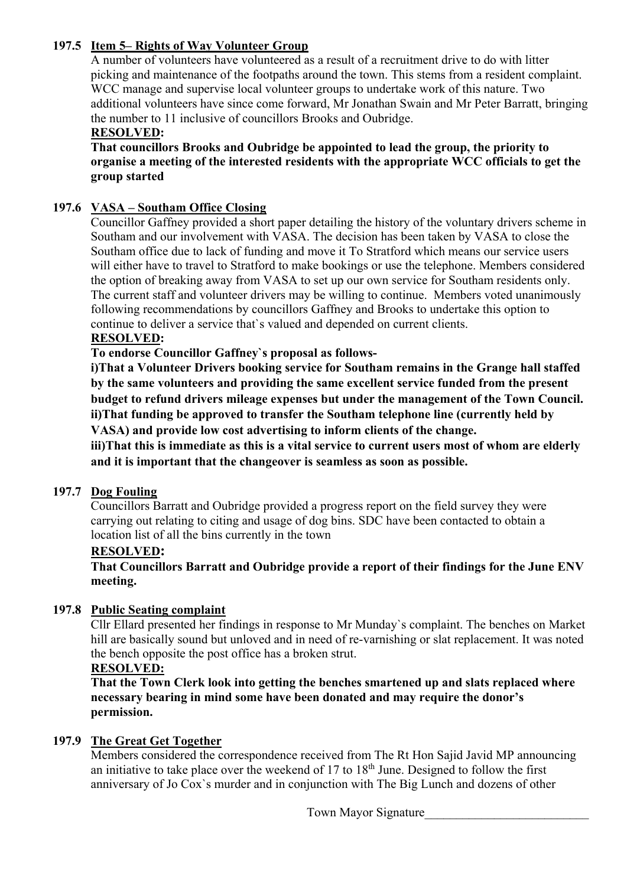**197.5 Item 5– Rights of Way Volunteer Group**

A number of volunteers have volunteered as a result of a recruitment drive to do with litter picking and maintenance of the footpaths around the town. This stems from a resident complaint. WCC manage and supervise local volunteer groups to undertake work of this nature. Two additional volunteers have since come forward, Mr Jonathan Swain and Mr Peter Barratt, bringing the number to 11 inclusive of councillors Brooks and Oubridge.

**RESOLVED:**

**That councillors Brooks and Oubridge be appointed to lead the group, the priority to organise a meeting of the interested residents with the appropriate WCC officials to get the group started**

**197.6 VASA – Southam Office Closing**

Councillor Gaffney provided a short paper detailing the history of the voluntary drivers scheme in Southam and our involvement with VASA. The decision has been taken by VASA to close the Southam office due to lack of funding and move it To Stratford which means our service users will either have to travel to Stratford to make bookings or use the telephone. Members considered the option of breaking away from VASA to set up our own service for Southam residents only. The current staff and volunteer drivers may be willing to continue. Members voted unanimously following recommendations by councillors Gaffney and Brooks to undertake this option to continue to deliver a service that`s valued and depended on current clients.

**RESOLVED:**

**To endorse Councillor Gaffney`s proposal as follows-**

**i)That a Volunteer Drivers booking service for Southam remains in the Grange hall staffed by the same volunteers and providing the same excellent service funded from the present budget to refund drivers mileage expenses but under the management of the Town Council.**

**ii)That funding be approved to transfer the Southam telephone line (currently held by VASA) and provide low cost advertising to inform clients of the change.**

**iii)That this is immediate as this is a vital service to current users most of whom are elderly and it is important that the changeover is seamless as soon as possible.**

**197.7 Dog Fouling**

Councillors Barratt and Oubridge provided a progress report on the field survey they were carrying out relating to citing and usage of dog bins. SDC have been contacted to obtain a location list of all the bins currently in the town

**RESOLVED:**

**That Councillors Barratt and Oubridge provide a report of their findings for the June ENV meeting.**

**197.8 Public Seating complaint**

Cllr Ellard presented her findings in response to Mr Munday`s complaint. The benches on Market hill are basically sound but unloved and in need of re-varnishing or slat replacement. It was noted the bench opposite the post office has a broken strut.

**RESOLVED:**

**That the Town Clerk look into getting the benches smartened up and slats replaced where necessary bearing in mind some have been donated and may require the donor's permission.**

**197.9 The Great Get Together**

Members considered the correspondence received from The Rt Hon Sajid Javid MP announcing an initiative to take place over the weekend of 17 to 18th June. Designed to follow the first anniversary of Jo Cox`s murder and in conjunction with The Big Lunch and dozens of other

Town Mayor Signature\_\_\_\_\_\_\_\_\_\_\_\_\_\_\_\_\_\_\_\_\_\_\_\_\_\_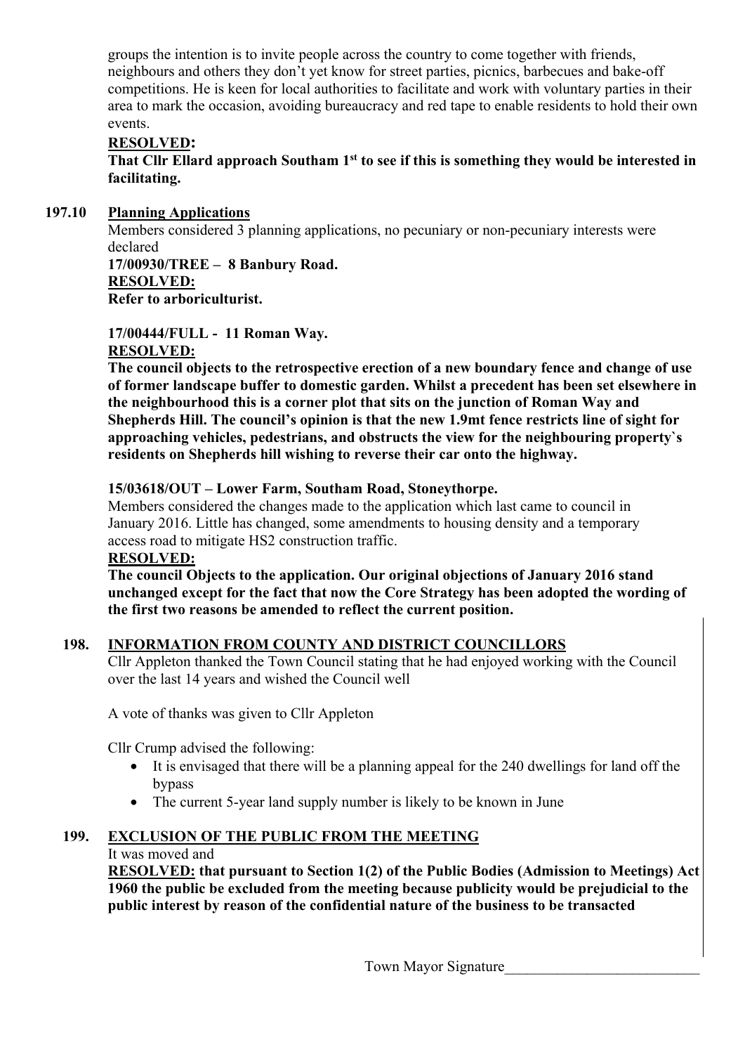groups the intention is to invite people across the country to come together with friends, neighbours and others they don't yet know for street parties, picnics, barbecues and bake-off competitions. He is keen for local authorities to facilitate and work with voluntary parties in their area to mark the occasion, avoiding bureaucracy and red tape to enable residents to hold their own events.

**RESOLVED:**

**That Cllr Ellard approach Southam 1st to see if this is something they would be interested in facilitating.**

**197.10 Planning Applications**

Members considered 3 planning applications, no pecuniary or non-pecuniary interests were declared

**17/00930/TREE – 8 Banbury Road.**

**RESOLVED:**

**Refer to arboriculturist.**

**17/00444/FULL - 11 Roman Way.**

**RESOLVED:**

**The council objects to the retrospective erection of a new boundary fence and change of use of former landscape buffer to domestic garden. Whilst a precedent has been set elsewhere in the neighbourhood this is a corner plot that sits on the junction of Roman Way and Shepherds Hill. The council's opinion is that the new 1.9mt fence restricts line of sight for approaching vehicles, pedestrians, and obstructs the view for the neighbouring property`s residents on Shepherds hill wishing to reverse their car onto the highway.**

**15/03618/OUT – Lower Farm, Southam Road, Stoneythorpe.**

Members considered the changes made to the application which last came to council in January 2016. Little has changed, some amendments to housing density and a temporary access road to mitigate HS2 construction traffic.

**RESOLVED:**

**The council Objects to the application. Our original objections of January 2016 stand unchanged except for the fact that now the Core Strategy has been adopted the wording of the first two reasons be amended to reflect the current position.**

**198. INFORMATION FROM COUNTY AND DISTRICT COUNCILLORS**

Cllr Appleton thanked the Town Council stating that he had enjoyed working with the Council over the last 14 years and wished the Council well

A vote of thanks was given to Cllr Appleton

Cllr Crump advised the following:

- It is envisaged that there will be a planning appeal for the 240 dwellings for land off the bypass
- The current 5-year land supply number is likely to be known in June

**199. EXCLUSION OF THE PUBLIC FROM THE MEETING**

It was moved and

**RESOLVED: that pursuant to Section 1(2) of the Public Bodies (Admission to Meetings) Act 1960 the public be excluded from the meeting because publicity would be prejudicial to the public interest by reason of the confidential nature of the business to be transacted**

Town Mayor Signature__________________________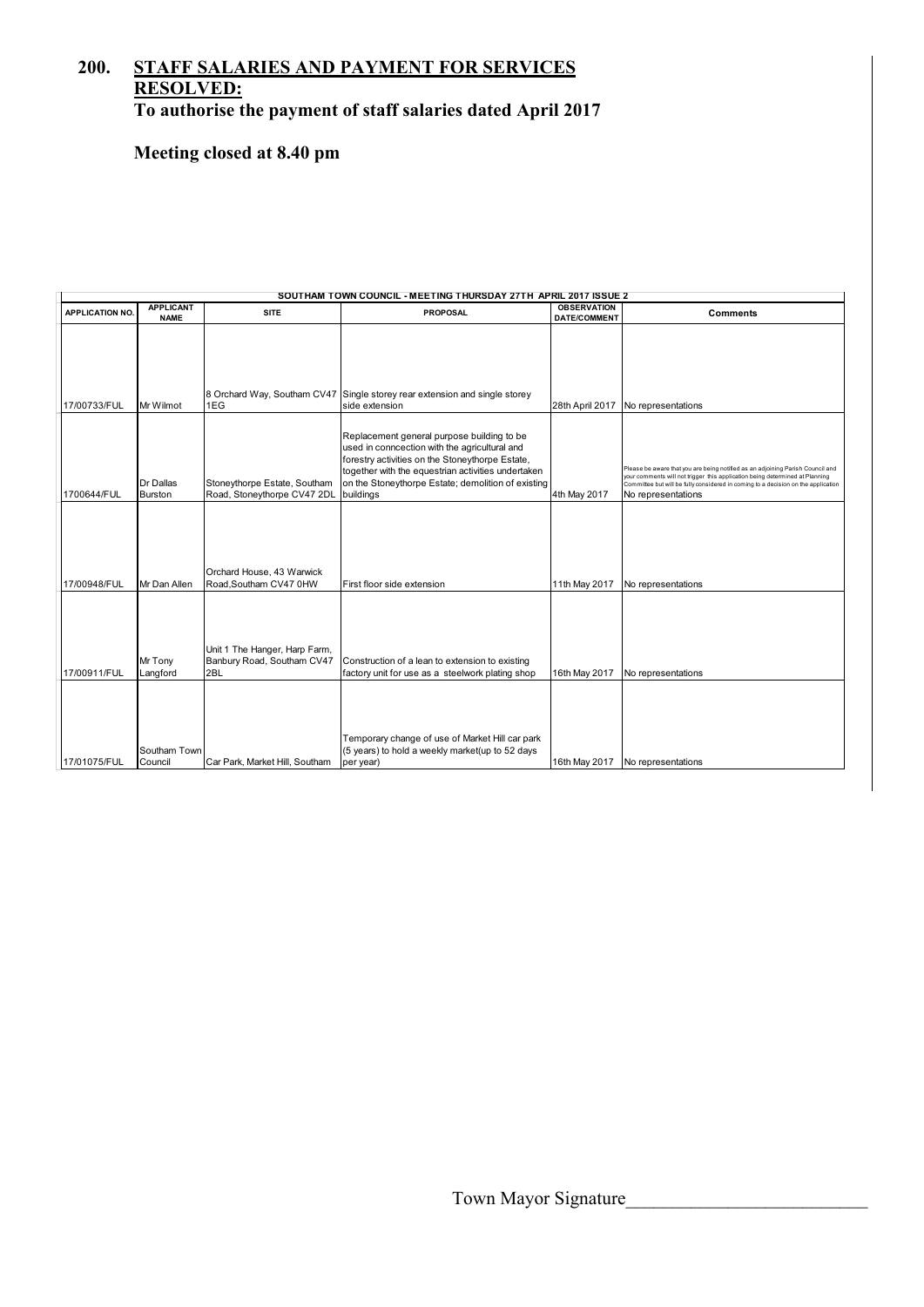## 200. STAFF SALARIES AND PAYMENT FOR SERVICES

**RESOLVED:**

**To authorise the payment of staff salaries dated April 2017**

**Meeting closed at 8.40 pm**

| SOUTHAM TOWN COUNCIL - MEETING THURSDAY 27TH APRIL 2017 ISSUE 2 | | | | | |
|---|---|---|---|---|---|
| **APPLICATION NO.** | **APPLICANT NAME** | **SITE** | **PROPOSAL** | **OBSERVATION DATE/COMMENT** | **Comments** |
| 17/00733/FUL | Mr Wilmot | 8 Orchard Way, Southam CV47 1EG | Single storey rear extension and single storey side extension | 28th April 2017 | No representations |
| 1700644/FUL | Dr Dallas Burston | Stoneythorpe Estate, Southam Road, Stoneythorpe CV47 2DL | Replacement general purpose building to be used in conncection with the agricultural and forestry activities on the Stoneythorpe Estate, together with the equestrian activities undertaken on the Stoneythorpe Estate; demolition of existing buildings | 4th May 2017 | Please be aware that you are being notified as an adjoining Parish Council and your comments will not trigger this application being determined at Planning Committee but will be fully considered in coming to a decision on the application No representations |
| 17/00948/FUL | Mr Dan Allen | Orchard House, 43 Warwick Road,Southam CV47 0HW | First floor side extension | 11th May 2017 | No representations |
| 17/00911/FUL | Mr Tony Langford | Unit 1 The Hanger, Harp Farm, Banbury Road, Southam CV47 2BL | Construction of a lean to extension to existing factory unit for use as a steelwork plating shop | 16th May 2017 | No representations |
| 17/01075/FUL | Southam Town Council | Car Park, Market Hill, Southam | Temporary change of use of Market Hill car park (5 years) to hold a weekly market(up to 52 days per year) | 16th May 2017 | No representations |

Town Mayor Signature\_\_\_\_\_\_\_\_\_\_\_\_\_\_\_\_\_\_\_\_\_\_\_\_\_\_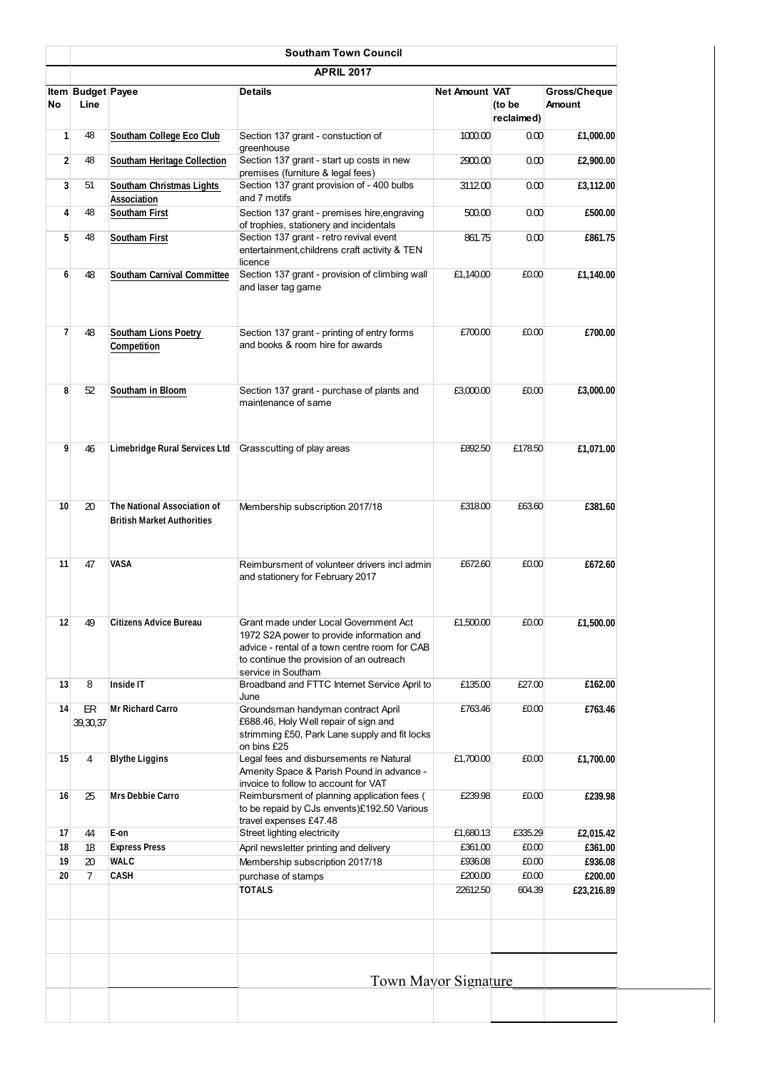# Southam Town Council

## APRIL 2017

| Item No | Budget Line | Payee | Details | Net Amount | VAT (to be reclaimed) | Gross/Cheque Amount |
|---|---|---|---|---|---|---|
| 1 | 48 | Southam College Eco Club | Section 137 grant - constuction of greenhouse | 1000.00 | 0.00 | £1,000.00 |
| 2 | 48 | Southam Heritage Collection | Section 137 grant - start up costs in new premises (furniture & legal fees) | 2900.00 | 0.00 | £2,900.00 |
| 3 | 51 | Southam Christmas Lights Association | Section 137 grant provision of - 400 bulbs and 7 motifs | 3112.00 | 0.00 | £3,112.00 |
| 4 | 48 | Southam First | Section 137 grant - premises hire,engraving of trophies, stationery and incidentals | 500.00 | 0.00 | £500.00 |
| 5 | 48 | Southam First | Section 137 grant - retro revival event entertainment,childrens craft activity & TEN licence | 861.75 | 0.00 | £861.75 |
| 6 | 48 | Southam Carnival Committee | Section 137 grant - provision of climbing wall and laser tag game | £1,140.00 | £0.00 | £1,140.00 |
| 7 | 48 | Southam Lions Poetry Competition | Section 137 grant - printing of entry forms and books & room hire for awards | £700.00 | £0.00 | £700.00 |
| 8 | 52 | Southam in Bloom | Section 137 grant - purchase of plants and maintenance of same | £3,000.00 | £0.00 | £3,000.00 |
| 9 | 46 | Limebridge Rural Services Ltd | Grasscutting of play areas | £892.50 | £178.50 | £1,071.00 |
| 10 | 20 | The National Association of British Market Authorities | Membership subscription 2017/18 | £318.00 | £63.60 | £381.60 |
| 11 | 47 | VASA | Reimbursment of volunteer drivers incl admin and stationery for February 2017 | £672.60 | £0.00 | £672.60 |
| 12 | 49 | Citizens Advice Bureau | Grant made under Local Government Act 1972 S2A power to provide information and advice - rental of a town centre room for CAB to continue the provision of an outreach service in Southam | £1,500.00 | £0.00 | £1,500.00 |
| 13 | 8 | Inside IT | Broadband and FTTC Internet Service April to June | £135.00 | £27.00 | £162.00 |
| 14 | ER 39,30,37 | Mr Richard Carro | Groundsman handyman contract April £688.46, Holy Well repair of sign and strimming £50, Park Lane supply and fit locks on bins £25 | £763.46 | £0.00 | £763.46 |
| 15 | 4 | Blythe Liggins | Legal fees and disbursements re Natural Amenity Space & Parish Pound in advance - invoice to follow to account for VAT | £1,700.00 | £0.00 | £1,700.00 |
| 16 | 25 | Mrs Debbie Carro | Reimbursment of planning application fees ( to be repaid by CJs envents)£192.50 Various travel expenses £47.48 | £239.98 | £0.00 | £239.98 |
| 17 | 44 | E-on | Street lighting electricity | £1,680.13 | £335.29 | £2,015.42 |
| 18 | 18 | Express Press | April newsletter printing and delivery | £361.00 | £0.00 | £361.00 |
| 19 | 20 | WALC | Membership subscription 2017/18 | £936.08 | £0.00 | £936.08 |
| 20 | 7 | CASH | purchase of stamps | £200.00 | £0.00 | £200.00 |
| | | | TOTALS | 22612.50 | 604.39 | £23,216.89 |

Town Mayor Signature\_\_\_\_\_\_\_\_\_\_\_\_\_\_\_\_